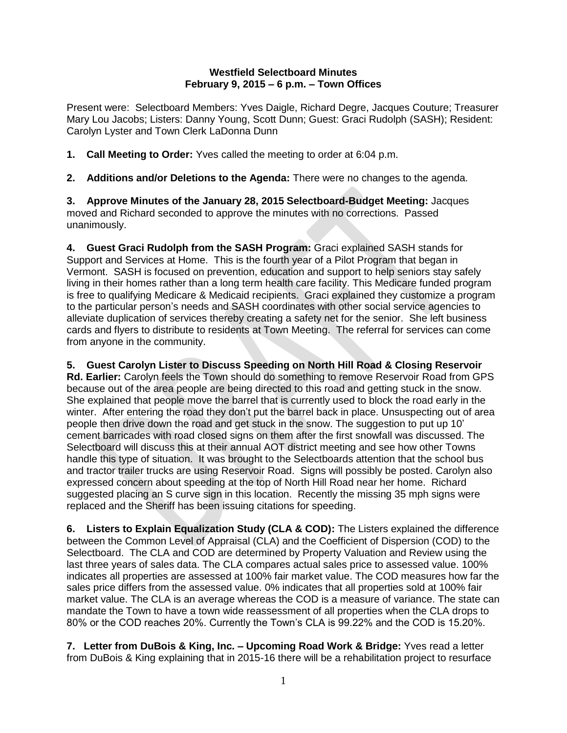**Westfield Selectboard Minutes**
**February 9, 2015 – 6 p.m. – Town Offices**

Present were: Selectboard Members: Yves Daigle, Richard Degre, Jacques Couture; Treasurer Mary Lou Jacobs; Listers: Danny Young, Scott Dunn; Guest: Graci Rudolph (SASH); Resident: Carolyn Lyster and Town Clerk LaDonna Dunn

**1. Call Meeting to Order:** Yves called the meeting to order at 6:04 p.m.

**2. Additions and/or Deletions to the Agenda:** There were no changes to the agenda.

**3. Approve Minutes of the January 28, 2015 Selectboard-Budget Meeting:** Jacques moved and Richard seconded to approve the minutes with no corrections. Passed unanimously.

**4. Guest Graci Rudolph from the SASH Program:** Graci explained SASH stands for Support and Services at Home. This is the fourth year of a Pilot Program that began in Vermont. SASH is focused on prevention, education and support to help seniors stay safely living in their homes rather than a long term health care facility. This Medicare funded program is free to qualifying Medicare & Medicaid recipients. Graci explained they customize a program to the particular person's needs and SASH coordinates with other social service agencies to alleviate duplication of services thereby creating a safety net for the senior. She left business cards and flyers to distribute to residents at Town Meeting. The referral for services can come from anyone in the community.

**5. Guest Carolyn Lister to Discuss Speeding on North Hill Road & Closing Reservoir Rd. Earlier:** Carolyn feels the Town should do something to remove Reservoir Road from GPS because out of the area people are being directed to this road and getting stuck in the snow. She explained that people move the barrel that is currently used to block the road early in the winter. After entering the road they don't put the barrel back in place. Unsuspecting out of area people then drive down the road and get stuck in the snow. The suggestion to put up 10' cement barricades with road closed signs on them after the first snowfall was discussed. The Selectboard will discuss this at their annual AOT district meeting and see how other Towns handle this type of situation. It was brought to the Selectboards attention that the school bus and tractor trailer trucks are using Reservoir Road. Signs will possibly be posted. Carolyn also expressed concern about speeding at the top of North Hill Road near her home. Richard suggested placing an S curve sign in this location. Recently the missing 35 mph signs were replaced and the Sheriff has been issuing citations for speeding.

**6. Listers to Explain Equalization Study (CLA & COD):** The Listers explained the difference between the Common Level of Appraisal (CLA) and the Coefficient of Dispersion (COD) to the Selectboard. The CLA and COD are determined by Property Valuation and Review using the last three years of sales data. The CLA compares actual sales price to assessed value. 100% indicates all properties are assessed at 100% fair market value. The COD measures how far the sales price differs from the assessed value. 0% indicates that all properties sold at 100% fair market value. The CLA is an average whereas the COD is a measure of variance. The state can mandate the Town to have a town wide reassessment of all properties when the CLA drops to 80% or the COD reaches 20%. Currently the Town's CLA is 99.22% and the COD is 15.20%.

**7. Letter from DuBois & King, Inc. – Upcoming Road Work & Bridge:** Yves read a letter from DuBois & King explaining that in 2015-16 there will be a rehabilitation project to resurface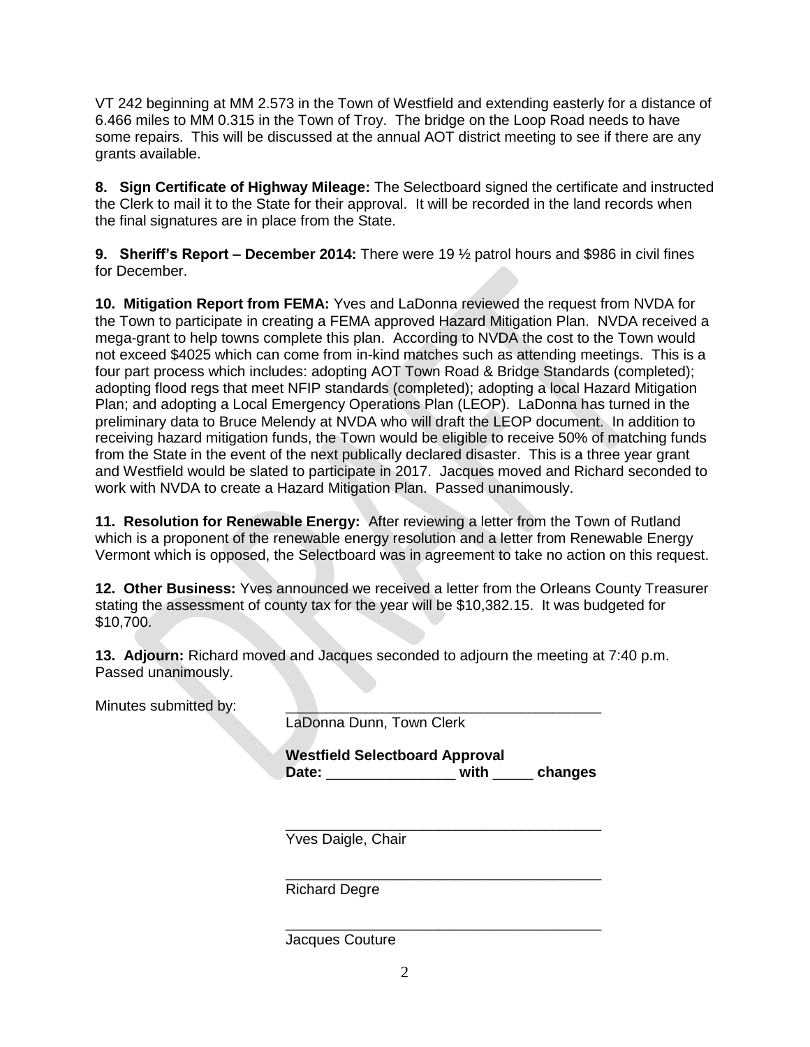VT 242 beginning at MM 2.573 in the Town of Westfield and extending easterly for a distance of 6.466 miles to MM 0.315 in the Town of Troy. The bridge on the Loop Road needs to have some repairs. This will be discussed at the annual AOT district meeting to see if there are any grants available.

**8. Sign Certificate of Highway Mileage:** The Selectboard signed the certificate and instructed the Clerk to mail it to the State for their approval. It will be recorded in the land records when the final signatures are in place from the State.

**9. Sheriff's Report – December 2014:** There were 19 ½ patrol hours and $986 in civil fines for December.

**10. Mitigation Report from FEMA:** Yves and LaDonna reviewed the request from NVDA for the Town to participate in creating a FEMA approved Hazard Mitigation Plan. NVDA received a mega-grant to help towns complete this plan. According to NVDA the cost to the Town would not exceed $4025 which can come from in-kind matches such as attending meetings. This is a four part process which includes: adopting AOT Town Road & Bridge Standards (completed); adopting flood regs that meet NFIP standards (completed); adopting a local Hazard Mitigation Plan; and adopting a Local Emergency Operations Plan (LEOP). LaDonna has turned in the preliminary data to Bruce Melendy at NVDA who will draft the LEOP document. In addition to receiving hazard mitigation funds, the Town would be eligible to receive 50% of matching funds from the State in the event of the next publically declared disaster. This is a three year grant and Westfield would be slated to participate in 2017. Jacques moved and Richard seconded to work with NVDA to create a Hazard Mitigation Plan. Passed unanimously.

**11. Resolution for Renewable Energy:** After reviewing a letter from the Town of Rutland which is a proponent of the renewable energy resolution and a letter from Renewable Energy Vermont which is opposed, the Selectboard was in agreement to take no action on this request.

**12. Other Business:** Yves announced we received a letter from the Orleans County Treasurer stating the assessment of county tax for the year will be $10,382.15. It was budgeted for $10,700.

**13. Adjourn:** Richard moved and Jacques seconded to adjourn the meeting at 7:40 p.m. Passed unanimously.

Minutes submitted by: \_\_\_\_\_\_\_\_\_\_\_\_\_\_\_\_\_\_\_\_\_\_\_\_\_\_\_\_\_\_\_\_\_\_\_\_\_\_\_\_
LaDonna Dunn, Town Clerk

**Westfield Selectboard Approval**
**Date:** \_\_\_\_\_\_\_\_\_\_\_\_\_\_\_\_ **with** \_\_\_\_\_ **changes**

\_\_\_\_\_\_\_\_\_\_\_\_\_\_\_\_\_\_\_\_\_\_\_\_\_\_\_\_\_\_\_\_\_\_\_\_\_\_\_\_
Yves Daigle, Chair

\_\_\_\_\_\_\_\_\_\_\_\_\_\_\_\_\_\_\_\_\_\_\_\_\_\_\_\_\_\_\_\_\_\_\_\_\_\_\_\_
Richard Degre

\_\_\_\_\_\_\_\_\_\_\_\_\_\_\_\_\_\_\_\_\_\_\_\_\_\_\_\_\_\_\_\_\_\_\_\_\_\_\_\_
Jacques Couture